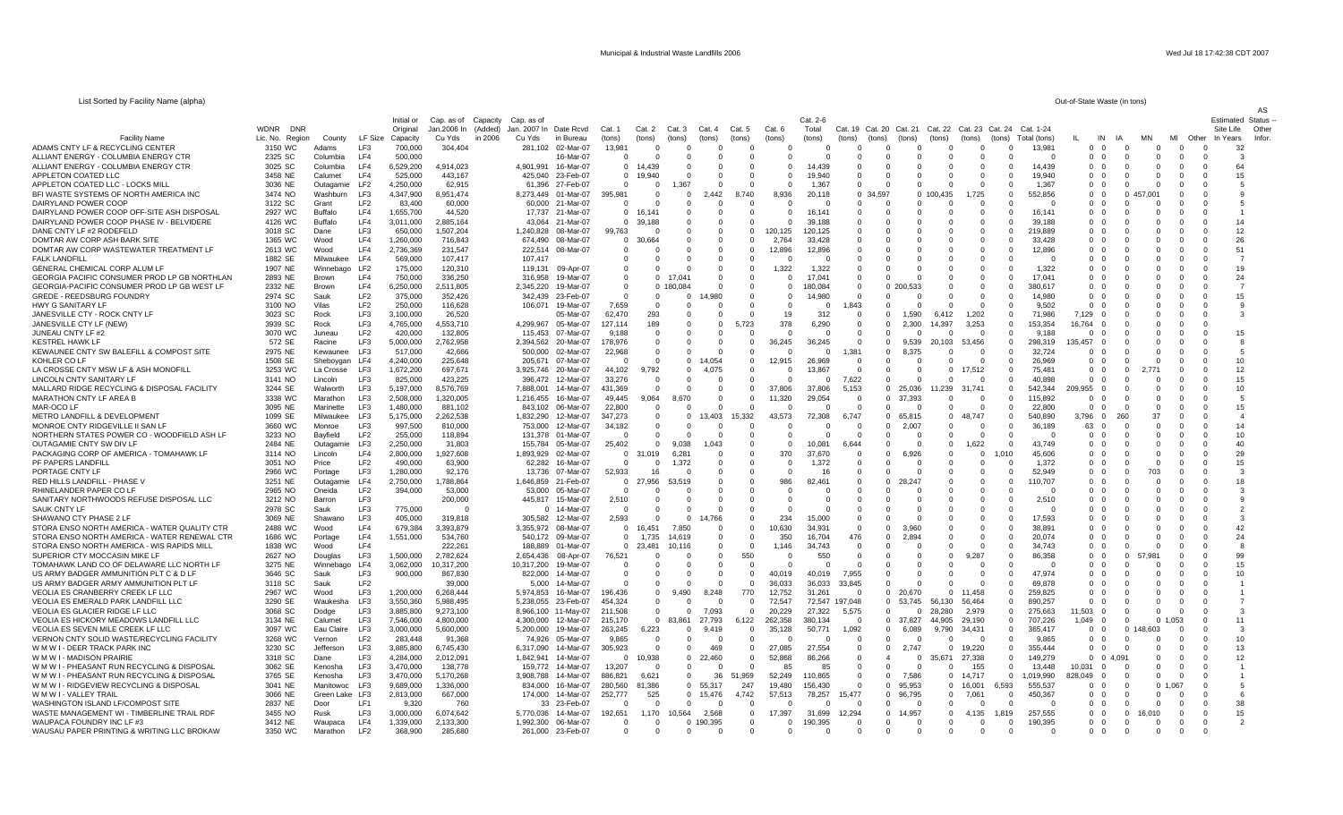# Municipal & Industrial Waste Landfills 2006

List Sorted by Facility Name (alpha)

| Facility Name | WDNR Lic. No. | DNR Region | County | LF Size | Initial or Original Capacity | Cap. as of Jan.2006 In Cu Yds | Capacity (Added) in 2006 | Cap. as of Jan. 2007 In Cu Yds | Date Rcvd in Bureau | Cat. 1 (tons) | Cat. 2 (tons) | Cat. 3 (tons) | Cat. 4 (tons) | Cat. 5 (tons) | Cat. 6 (tons) | Cat. 2-6 Total (tons) | Cat. 19 (tons) | Cat. 20 (tons) | Cat. 21 (tons) | Cat. 22 (tons) | Cat. 23 (tons) | Cat. 24 (tons) | Cat. 1-24 Total (tons) | Out-of-State Waste (in tons) IL | IN | IA | MN | MI | Other | Estimated Site Life In Years | AS Status -- Other Infor. |
|---|---|---|---|---|---|---|---|---|---|---|---|---|---|---|---|---|---|---|---|---|---|---|---|---|---|---|---|---|---|---|---|
| ADAMS CNTY LF & RECYCLING CENTER | 3150 | WC | Adams | LF3 | 700,000 | 304,404 | | 281,102 | 02-Mar-07 | 13,981 | 0 | 0 | 0 | 0 | 0 | 0 | 0 | 0 | 0 | 0 | 0 | 0 | 13,981 | 0 | 0 | 0 | 0 | 0 | 0 | 32 | |
| ALLIANT ENERGY - COLUMBIA ENERGY CTR | 2325 | SC | Columbia | LF4 | 500,000 | | | | 16-Mar-07 | 0 | 0 | 0 | 0 | 0 | 0 | 0 | 0 | 0 | 0 | 0 | 0 | 0 | 0 | 0 | 0 | 0 | 0 | 0 | 0 | 3 | |
| ALLIANT ENERGY - COLUMBIA ENERGY CTR | 3025 | SC | Columbia | LF4 | 6,529,200 | 4,914,023 | | 4,901,991 | 16-Mar-07 | 0 | 14,439 | 0 | 0 | 0 | 0 | 14,439 | 0 | 0 | 0 | 0 | 0 | 0 | 14,439 | 0 | 0 | 0 | 0 | 0 | 0 | 64 | |
| APPLETON COATED LLC | 3458 | NE | Calumet | LF4 | 525,000 | 443,167 | | 425,040 | 23-Feb-07 | 0 | 19,940 | 0 | 0 | 0 | 0 | 19,940 | 0 | 0 | 0 | 0 | 0 | 0 | 19,940 | 0 | 0 | 0 | 0 | 0 | 0 | 15 | |
| APPLETON COATED LLC - LOCKS MILL | 3036 | NE | Outagamie | LF2 | 4,250,000 | 62,915 | | 61,396 | 27-Feb-07 | 0 | 0 | 1,367 | 0 | 0 | 0 | 1,367 | 0 | 0 | 0 | 0 | 0 | 0 | 1,367 | 0 | 0 | 0 | 0 | 0 | 0 | 5 | |
| BFI WASTE SYSTEMS OF NORTH AMERICA INC | 3474 | NO | Washburn | LF3 | 4,347,900 | 8,951,474 | | 8,273,449 | 01-Mar-07 | 395,981 | 0 | 0 | 2,442 | 8,740 | 8,936 | 20,118 | 0 | 34,597 | 0 | 100,435 | 1,725 | 0 | 552,856 | 0 | 0 | 0 | 457,001 | 0 | 0 | 9 | |
| DAIRYLAND POWER COOP | 3122 | SC | Grant | LF2 | 83,400 | 60,000 | | 60,000 | 21-Mar-07 | 0 | 0 | 0 | 0 | 0 | 0 | 0 | 0 | 0 | 0 | 0 | 0 | 0 | 0 | 0 | 0 | 0 | 0 | 0 | 0 | 5 | |
| DAIRYLAND POWER COOP OFF-SITE ASH DISPOSAL | 2927 | WC | Buffalo | LF4 | 1,655,700 | 44,520 | | 17,737 | 21-Mar-07 | 0 | 16,141 | 0 | 0 | 0 | 0 | 16,141 | 0 | 0 | 0 | 0 | 0 | 0 | 16,141 | 0 | 0 | 0 | 0 | 0 | 0 | 1 | |
| DAIRYLAND POWER COOP PHASE IV - BELVIDERE | 4126 | WC | Buffalo | LF4 | 3,011,000 | 2,885,164 | | 43,064 | 21-Mar-07 | 0 | 39,188 | 0 | 0 | 0 | 0 | 39,188 | 0 | 0 | 0 | 0 | 0 | 0 | 39,188 | 0 | 0 | 0 | 0 | 0 | 0 | 14 | |
| DANE CNTY LF #2 RODEFELD | 3018 | SC | Dane | LF3 | 650,000 | 1,507,204 | | 1,240,828 | 08-Mar-07 | 99,763 | 0 | 0 | 0 | 0 | 120,125 | 120,125 | 0 | 0 | 0 | 0 | 0 | 0 | 219,889 | 0 | 0 | 0 | 0 | 0 | 0 | 12 | |
| DOMTAR AW CORP ASH BARK SITE | 1365 | WC | Wood | LF4 | 1,260,000 | 716,843 | | 674,490 | 08-Mar-07 | 0 | 30,664 | 0 | 0 | 0 | 2,764 | 33,428 | 0 | 0 | 0 | 0 | 0 | 0 | 33,428 | 0 | 0 | 0 | 0 | 0 | 0 | 26 | |
| DOMTAR AW CORP WASTEWATER TREATMENT LF | 2613 | WC | Wood | LF4 | 2,736,369 | 231,547 | | 222,514 | 08-Mar-07 | 0 | 0 | 0 | 0 | 0 | 12,896 | 12,896 | 0 | 0 | 0 | 0 | 0 | 0 | 12,896 | 0 | 0 | 0 | 0 | 0 | 0 | 51 | |
| FALK LANDFILL | 1882 | SE | Milwaukee | LF4 | 569,000 | 107,417 | | 107,417 | | 0 | 0 | 0 | 0 | 0 | 0 | 0 | 0 | 0 | 0 | 0 | 0 | 0 | 0 | 0 | 0 | 0 | 0 | 0 | 0 | 7 | |
| GENERAL CHEMICAL CORP ALUM LF | 1907 | NE | Winnebago | LF2 | 175,000 | 120,310 | | 119,131 | 09-Apr-07 | 0 | 0 | 0 | 0 | 0 | 1,322 | 1,322 | 0 | 0 | 0 | 0 | 0 | 0 | 1,322 | 0 | 0 | 0 | 0 | 0 | 0 | 19 | |
| GEORGIA-PACIFIC CONSUMER PROD LP GB NORTHLAN | 2893 | NE | Brown | LF4 | 750,000 | 336,250 | | 316,958 | 19-Mar-07 | 0 | 0 | 17,041 | 0 | 0 | 0 | 17,041 | 0 | 0 | 0 | 0 | 0 | 0 | 17,041 | 0 | 0 | 0 | 0 | 0 | 0 | 24 | |
| GEORGIA-PACIFIC CONSUMER PROD LP GB WEST LF | 2332 | NE | Brown | LF4 | 6,250,000 | 2,511,805 | | 2,345,220 | 19-Mar-07 | 0 | 0 | 180,084 | 0 | 0 | 0 | 180,084 | 0 | 0 | 200,533 | 0 | 0 | 0 | 380,617 | 0 | 0 | 0 | 0 | 0 | 0 | 7 | |
| GREDE - REEDSBURG FOUNDRY | 2974 | SC | Sauk | LF2 | 375,000 | 352,426 | | 342,439 | 23-Feb-07 | 0 | 0 | 0 | 14,980 | 0 | 0 | 14,980 | 0 | 0 | 0 | 0 | 0 | 0 | 14,980 | 0 | 0 | 0 | 0 | 0 | 0 | 15 | |
| HWY G SANITARY LF | 3100 | NO | Vilas | LF2 | 250,000 | 116,628 | | 106,071 | 19-Mar-07 | 7,659 | 0 | 0 | 0 | 0 | 0 | 0 | 1,843 | 0 | 0 | 0 | 0 | 0 | 9,502 | 0 | 0 | 0 | 0 | 0 | 0 | 9 | |
| JANESVILLE CTY - ROCK CNTY LF | 3023 | SC | Rock | LF3 | 3,100,000 | 26,520 | | | 05-Mar-07 | 62,470 | 293 | 0 | 0 | 0 | 19 | 312 | 0 | 0 | 1,590 | 6,412 | 1,202 | 0 | 71,986 | 7,129 | 0 | 0 | 0 | 0 | 0 | 3 | |
| JANESVILLE CTY LF (NEW) | 3939 | SC | Rock | LF3 | 4,765,000 | 4,553,710 | | 4,299,967 | 05-Mar-07 | 127,114 | 189 | 0 | 0 | 5,723 | 378 | 6,290 | 0 | 0 | 2,300 | 14,397 | 3,253 | 0 | 153,354 | 16,764 | 0 | 0 | 0 | 0 | 0 | | |
| JUNEAU CNTY LF #2 | 3070 | WC | Juneau | LF2 | 420,000 | 132,805 | | 115,453 | 07-Mar-07 | 9,188 | 0 | 0 | 0 | 0 | 0 | 0 | 0 | 0 | 0 | 0 | 0 | 0 | 9,188 | 0 | 0 | 0 | 0 | 0 | 0 | 15 | |
| KESTREL HAWK LF | 572 | SE | Racine | LF3 | 5,000,000 | 2,762,958 | | 2,394,562 | 20-Mar-07 | 178,976 | 0 | 0 | 0 | 0 | 36,245 | 36,245 | 0 | 0 | 9,539 | 20,103 | 53,456 | 0 | 298,319 | 135,457 | 0 | 0 | 0 | 0 | 0 | 8 | |
| KEWAUNEE CNTY SW BALEFILL & COMPOST SITE | 2975 | NE | Kewaunee | LF3 | 517,000 | 42,666 | | 500,000 | 02-Mar-07 | 22,968 | 0 | 0 | 0 | 0 | 0 | 0 | 1,381 | 0 | 8,375 | 0 | 0 | 0 | 32,724 | 0 | 0 | 0 | 0 | 0 | 0 | 5 | |
| KOHLER CO LF | 1508 | SE | Sheboygan | LF4 | 4,240,000 | 225,648 | | 205,671 | 07-Mar-07 | 0 | 0 | 0 | 14,054 | 0 | 12,915 | 26,969 | 0 | 0 | 0 | 0 | 0 | 0 | 26,969 | 0 | 0 | 0 | 0 | 0 | 0 | 10 | |
| LA CROSSE CNTY MSW LF & ASH MONOFILL | 3253 | WC | La Crosse | LF3 | 1,672,200 | 697,671 | | 3,925,746 | 20-Mar-07 | 44,102 | 9,792 | 0 | 4,075 | 0 | 0 | 13,867 | 0 | 0 | 0 | 0 | 17,512 | 0 | 75,481 | 0 | 0 | 0 | 2,771 | 0 | 0 | 12 | |
| LINCOLN CNTY SANITARY LF | 3141 | NO | Lincoln | LF3 | 825,000 | 423,225 | | 396,472 | 12-Mar-07 | 33,276 | 0 | 0 | 0 | 0 | 0 | 0 | 7,622 | 0 | 0 | 0 | 0 | 0 | 40,898 | 0 | 0 | 0 | 0 | 0 | 0 | 15 | |
| MALLARD RIDGE RECYCLING & DISPOSAL FACILITY | 3244 | SE | Walworth | LF3 | 5,197,000 | 8,576,769 | | 7,888,001 | 14-Mar-07 | 431,369 | 0 | 0 | 0 | 0 | 37,806 | 37,806 | 5,153 | 0 | 25,036 | 11,239 | 31,741 | 0 | 542,344 | 209,955 | 0 | 0 | 0 | 0 | 0 | 10 | |
| MARATHON CNTY LF AREA B | 3338 | WC | Marathon | LF3 | 2,508,000 | 1,320,005 | | 1,216,455 | 16-Mar-07 | 49,445 | 9,064 | 8,670 | 0 | 0 | 11,320 | 29,054 | 0 | 0 | 37,393 | 0 | 0 | 0 | 115,892 | 0 | 0 | 0 | 0 | 0 | 0 | 5 | |
| MAR-OCO LF | 3095 | NE | Marinette | LF3 | 1,480,000 | 881,102 | | 843,102 | 06-Mar-07 | 22,800 | 0 | 0 | 0 | 0 | 0 | 0 | 0 | 0 | 0 | 0 | 0 | 0 | 22,800 | 0 | 0 | 0 | 0 | 0 | 0 | 15 | |
| METRO LANDFILL & DEVELOPMENT | 1099 | SE | Milwaukee | LF3 | 5,175,000 | 2,262,538 | | 1,832,290 | 12-Mar-07 | 347,273 | 0 | 0 | 13,403 | 15,332 | 43,573 | 72,308 | 6,747 | 0 | 65,815 | 0 | 48,747 | 0 | 540,890 | 3,796 | 0 | 260 | 37 | 0 | 0 | 4 | |
| MONROE CNTY RIDGEVILLE II SAN LF | 3660 | WC | Monroe | LF3 | 997,500 | 810,000 | | 753,000 | 12-Mar-07 | 34,182 | 0 | 0 | 0 | 0 | 0 | 0 | 0 | 0 | 2,007 | 0 | 0 | 0 | 36,189 | 63 | 0 | 0 | 0 | 0 | 0 | 14 | |
| NORTHERN STATES POWER CO - WOODFIELD ASH LF | 3233 | NO | Bayfield | LF2 | 255,000 | 118,894 | | 131,378 | 01-Mar-07 | 0 | 0 | 0 | 0 | 0 | 0 | 0 | 0 | 0 | 0 | 0 | 0 | 0 | 0 | 0 | 0 | 0 | 0 | 0 | 0 | 10 | |
| OUTAGAMIE CNTY SW DIV LF | 2484 | NE | Outagamie | LF3 | 2,250,000 | 31,803 | | 155,784 | 05-Mar-07 | 25,402 | 0 | 9,038 | 1,043 | 0 | 0 | 10,081 | 6,644 | 0 | 0 | 0 | 1,622 | 0 | 43,749 | 0 | 0 | 0 | 0 | 0 | 0 | 40 | |
| PACKAGING CORP OF AMERICA - TOMAHAWK LF | 3114 | NO | Lincoln | LF4 | 2,800,000 | 1,927,608 | | 1,893,929 | 02-Mar-07 | 0 | 31,019 | 6,281 | 0 | 0 | 370 | 37,670 | 0 | 0 | 6,926 | 0 | 0 | 1,010 | 45,606 | 0 | 0 | 0 | 0 | 0 | 0 | 29 | |
| PF PAPERS LANDFILL | 3051 | NO | Price | LF2 | 490,000 | 63,900 | | 62,282 | 16-Mar-07 | 0 | 0 | 1,372 | 0 | 0 | 0 | 1,372 | 0 | 0 | 0 | 0 | 0 | 0 | 1,372 | 0 | 0 | 0 | 0 | 0 | 0 | 15 | |
| PORTAGE CNTY LF | 2966 | WC | Portage | LF3 | 1,280,000 | 92,176 | | 13,736 | 07-Mar-07 | 52,933 | 16 | 0 | 0 | 0 | 0 | 16 | 0 | 0 | 0 | 0 | 0 | 0 | 52,949 | 0 | 0 | 0 | 703 | 0 | 0 | 3 | |
| RED HILLS LANDFILL - PHASE V | 3251 | NE | Outagamie | LF4 | 2,750,000 | 1,788,864 | | 1,646,859 | 21-Feb-07 | 0 | 27,956 | 53,519 | 0 | 0 | 986 | 82,461 | 0 | 0 | 28,247 | 0 | 0 | 0 | 110,707 | 0 | 0 | 0 | 0 | 0 | 0 | 18 | |
| RHINELANDER PAPER CO LF | 2965 | NO | Oneida | LF2 | 394,000 | 53,000 | | 53,000 | 05-Mar-07 | 0 | 0 | 0 | 0 | 0 | 0 | 0 | 0 | 0 | 0 | 0 | 0 | 0 | 0 | 0 | 0 | 0 | 0 | 0 | 0 | 3 | |
| SANITARY NORTHWOODS REFUSE DISPOSAL LLC | 3212 | NO | Barron | LF3 | | 200,000 | | 445,817 | 15-Mar-07 | 2,510 | 0 | 0 | 0 | 0 | 0 | 0 | 0 | 0 | 0 | 0 | 0 | 0 | 2,510 | 0 | 0 | 0 | 0 | 0 | 0 | 9 | |
| SAUK CNTY LF | 2978 | SC | Sauk | LF3 | 775,000 | 0 | | 0 | 14-Mar-07 | 0 | 0 | 0 | 0 | 0 | 0 | 0 | 0 | 0 | 0 | 0 | 0 | 0 | 0 | 0 | 0 | 0 | 0 | 0 | 0 | 2 | |
| SHAWANO CTY PHASE 2 LF | 3069 | NE | Shawano | LF3 | 405,000 | 319,818 | | 305,582 | 12-Mar-07 | 2,593 | 0 | 0 | 14,766 | 0 | 234 | 15,000 | 0 | 0 | 0 | 0 | 0 | 0 | 17,593 | 0 | 0 | 0 | 0 | 0 | 0 | 3 | |
| STORA ENSO NORTH AMERICA - WATER QUALITY CTR | 2488 | WC | Wood | LF4 | 679,384 | 3,393,879 | | 3,355,972 | 08-Mar-07 | 0 | 16,451 | 7,850 | 0 | 0 | 10,630 | 34,931 | 0 | 0 | 3,960 | 0 | 0 | 0 | 38,891 | 0 | 0 | 0 | 0 | 0 | 0 | 42 | |
| STORA ENSO NORTH AMERICA - WATER RENEWAL CTR | 1686 | WC | Portage | LF4 | 1,551,000 | 534,760 | | 540,172 | 09-Mar-07 | 0 | 1,735 | 14,619 | 0 | 0 | 350 | 16,704 | 476 | 0 | 2,894 | 0 | 0 | 0 | 20,074 | 0 | 0 | 0 | 0 | 0 | 0 | 24 | |
| STORA ENSO NORTH AMERICA - WIS RAPIDS MILL | 1838 | WC | Wood | LF4 | | 222,261 | | 188,889 | 01-Mar-07 | 0 | 23,481 | 10,116 | 0 | 0 | 1,146 | 34,743 | 0 | 0 | 0 | 0 | 0 | 0 | 34,743 | 0 | 0 | 0 | 0 | 0 | 0 | 8 | |
| SUPERIOR CTY MOCCASIN MIKE LF | 2627 | NO | Douglas | LF3 | 1,500,000 | 2,782,624 | | 2,654,436 | 08-Apr-07 | 76,521 | 0 | 0 | 0 | 550 | 0 | 550 | 0 | 0 | 0 | 0 | 9,287 | 0 | 86,358 | 0 | 0 | 0 | 57,981 | 0 | 0 | 99 | |
| TOMAHAWK LAND CO OF DELAWARE LLC NORTH LF | 3275 | NE | Winnebago | LF4 | 3,062,000 | 10,317,200 | | 10,317,200 | 19-Mar-07 | 0 | 0 | 0 | 0 | 0 | 0 | 0 | 0 | 0 | 0 | 0 | 0 | 0 | 0 | 0 | 0 | 0 | 0 | 0 | 0 | 15 | |
| US ARMY BADGER AMMUNITION PLT C & D LF | 3646 | SC | Sauk | LF3 | 900,000 | 867,830 | | 822,000 | 14-Mar-07 | 0 | 0 | 0 | 0 | 0 | 40,019 | 40,019 | 7,955 | 0 | 0 | 0 | 0 | 0 | 47,974 | 0 | 0 | 0 | 0 | 0 | 0 | 10 | |
| US ARMY BADGER ARMY AMMUNITION PLT LF | 3118 | SC | Sauk | LF2 | | 39,000 | | 5,000 | 14-Mar-07 | 0 | 0 | 0 | 0 | 0 | 36,033 | 36,033 | 33,845 | 0 | 0 | 0 | 0 | 0 | 69,878 | 0 | 0 | 0 | 0 | 0 | 0 | 1 | |
| VEOLIA ES CRANBERRY CREEK LF LLC | 2967 | WC | Wood | LF3 | 1,200,000 | 6,268,444 | | 5,974,853 | 16-Mar-07 | 196,436 | 0 | 9,490 | 8,248 | 770 | 12,752 | 31,261 | 0 | 0 | 20,670 | 0 | 11,458 | 0 | 259,825 | 0 | 0 | 0 | 0 | 0 | 0 | 1 | |
| VEOLIA ES EMERALD PARK LANDFILL LLC | 3290 | SE | Waukesha | LF3 | 3,550,360 | 5,988,495 | | 5,238,055 | 23-Feb-07 | 454,324 | 0 | 0 | 0 | 0 | 72,547 | 72,547 | 197,048 | 0 | 53,745 | 56,130 | 56,464 | 0 | 890,257 | 0 | 0 | 0 | 0 | 0 | 0 | 7 | |
| VEOLIA ES GLACIER RIDGE LF LLC | 3068 | SC | Dodge | LF3 | 3,885,800 | 9,273,100 | | 8,966,100 | 11-May-07 | 211,508 | 0 | 0 | 7,093 | 0 | 20,229 | 27,322 | 5,575 | 0 | 0 | 28,280 | 2,979 | 0 | 275,663 | 11,503 | 0 | 0 | 0 | 0 | 0 | 3 | |
| VEOLIA ES HICKORY MEADOWS LANDFILL LLC | 3134 | NE | Calumet | LF3 | 7,546,000 | 4,800,000 | | 4,300,000 | 12-Mar-07 | 215,170 | 0 | 83,861 | 27,793 | 6,122 | 262,358 | 380,134 | 0 | 0 | 37,827 | 44,905 | 29,190 | 0 | 707,226 | 1,049 | 0 | 0 | 0 | 1,053 | 0 | 11 | |
| VEOLIA ES SEVEN MILE CREEK LF LLC | 3097 | WC | Eau Claire | LF3 | 3,000,000 | 5,600,000 | | 5,200,000 | 19-Mar-07 | 263,245 | 6,223 | 0 | 9,419 | 0 | 35,128 | 50,771 | 1,092 | 0 | 6,089 | 9,790 | 34,431 | 0 | 365,417 | 0 | 0 | 0 | 148,603 | 0 | 0 | 3 | |
| VERNON CNTY SOLID WASTE/RECYCLING FACILITY | 3268 | WC | Vernon | LF2 | 283,448 | 91,368 | | 74,926 | 05-Mar-07 | 9,865 | 0 | 0 | 0 | 0 | 0 | 0 | 0 | 0 | 0 | 0 | 0 | 0 | 9,865 | 0 | 0 | 0 | 0 | 0 | 0 | 10 | |
| W M W I - DEER TRACK PARK INC | 3230 | SC | Jefferson | LF3 | 3,885,800 | 6,745,430 | | 6,317,090 | 14-Mar-07 | 305,923 | 0 | 0 | 469 | 0 | 27,085 | 27,554 | 0 | 0 | 2,747 | 0 | 19,220 | 0 | 355,444 | 0 | 0 | 0 | 0 | 0 | 0 | 13 | |
| W M W I - MADISON PRAIRIE | 3318 | SC | Dane | LF3 | 4,284,000 | 2,012,091 | | 1,842,941 | 14-Mar-07 | 0 | 10,938 | 0 | 22,460 | 0 | 52,868 | 86,266 | 0 | 4 | 0 | 35,671 | 27,338 | 0 | 149,279 | 0 | 0 | 4,091 | 0 | 0 | 0 | 12 | |
| W M W I - PHEASANT RUN RECYCLING & DISPOSAL | 3062 | SE | Kenosha | LF3 | 3,470,000 | 138,778 | | 159,772 | 14-Mar-07 | 13,207 | 0 | 0 | 0 | 0 | 85 | 85 | 0 | 0 | 0 | 0 | 155 | 0 | 13,448 | 10,031 | 0 | 0 | 0 | 0 | 0 | 1 | |
| W M W I - PHEASANT RUN RECYCLING & DISPOSAL | 3765 | SE | Kenosha | LF3 | 3,470,000 | 5,170,268 | | 3,908,788 | 14-Mar-07 | 886,821 | 6,621 | 0 | 36 | 51,958 | 52,249 | 110,865 | 0 | 0 | 7,586 | 0 | 14,717 | 0 | 1,019,990 | 828,049 | 0 | 0 | 0 | 0 | 0 | 1 | |
| W M W I - RIDGEVIEW RECYCLING & DISPOSAL | 3041 | NE | Manitowoc | LF3 | 9,689,000 | 1,336,000 | | 834,000 | 16-Mar-07 | 280,560 | 81,386 | 0 | 55,317 | 247 | 19,480 | 156,430 | 0 | 0 | 95,953 | 0 | 16,001 | 6,593 | 555,537 | 0 | 0 | 0 | 0 | 1,067 | 0 | 5 | |
| W M W I - VALLEY TRAIL | 3066 | NE | Green Lake | LF3 | 2,813,000 | 667,000 | | 174,000 | 14-Mar-07 | 252,777 | 525 | 0 | 15,476 | 4,742 | 57,513 | 78,257 | 15,477 | 0 | 96,795 | 0 | 7,061 | 0 | 450,367 | 0 | 0 | 0 | 0 | 0 | 0 | 6 | |
| WASHINGTON ISLAND LF/COMPOST SITE | 2837 | NE | Door | LF1 | 9,320 | 760 | | 33 | 23-Feb-07 | 0 | 0 | 0 | 0 | 0 | 0 | 0 | 0 | 0 | 0 | 0 | 0 | 0 | 0 | 0 | 0 | 0 | 0 | 0 | 0 | 38 | |
| WASTE MANAGEMENT WI - TIMBERLINE TRAIL RDF | 3455 | NO | Rusk | LF3 | 3,000,000 | 6,074,642 | | 5,770,036 | 14-Mar-07 | 192,651 | 1,170 | 10,564 | 2,568 | 0 | 17,397 | 31,699 | 12,294 | 0 | 14,957 | 0 | 4,135 | 1,819 | 257,555 | 0 | 0 | 0 | 16,010 | 0 | 0 | 15 | |
| WAUPACA FOUNDRY INC LF #3 | 3412 | NE | Waupaca | LF4 | 1,339,000 | 2,133,300 | | 1,992,300 | 06-Mar-07 | 0 | 0 | 0 | 190,395 | 0 | 0 | 190,395 | 0 | 0 | 0 | 0 | 0 | 0 | 190,395 | 0 | 0 | 0 | 0 | 0 | 0 | 2 | |
| WAUSAU PAPER PRINTING & WRITING LLC BROKAW | 3350 | WC | Marathon | LF2 | 368,900 | 285,680 | | 261,000 | 23-Feb-07 | 0 | 0 | 0 | 0 | 0 | 0 | 0 | 0 | 0 | 0 | 0 | 0 | 0 | 0 | 0 | 0 | 0 | 0 | 0 | 0 | | |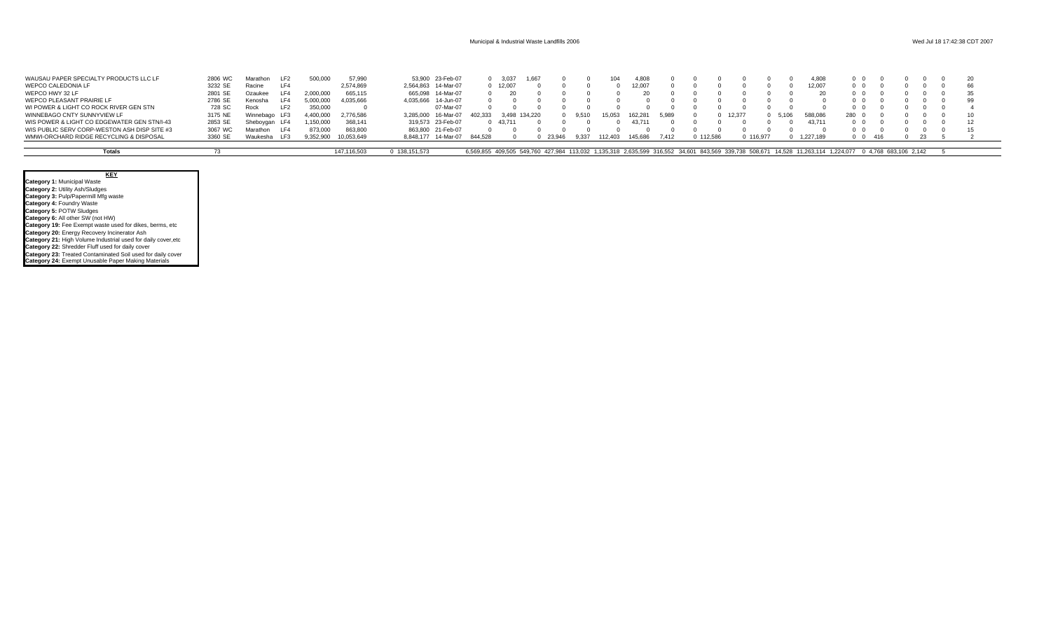| | | | | | | | | | | | | | | | | | | | | | | | | | | | | | | |
|---|---|---|---|---|---|---|---|---|---|---|---|---|---|---|---|---|---|---|---|---|---|---|---|---|---|---|---|---|---|---|
| WAUSAU PAPER SPECIALTY PRODUCTS LLC LF | 2806 | WC | Marathon | LF2 | 500,000 | 57,990 | | 53,900 | 23-Feb-07 | 0 | 3,037 | 1,667 | 0 | 0 | 104 | 4,808 | 0 | 0 | 0 | 0 | 0 | 0 | 4,808 | 0 | 0 | 0 | 0 | 0 | 0 | 20 |
| WEPCO CALEDONIA LF | 3232 | SE | Racine | LF4 | | 2,574,869 | | 2,564,863 | 14-Mar-07 | 0 | 12,007 | 0 | 0 | 0 | 0 | 12,007 | 0 | 0 | 0 | 0 | 0 | 0 | 12,007 | 0 | 0 | 0 | 0 | 0 | 0 | 66 |
| WEPCO HWY 32 LF | 2801 | SE | Ozaukee | LF4 | 2,000,000 | 665,115 | | 665,098 | 14-Mar-07 | 0 | 20 | 0 | 0 | 0 | 0 | 20 | 0 | 0 | 0 | 0 | 0 | 0 | 20 | 0 | 0 | 0 | 0 | 0 | 0 | 35 |
| WEPCO PLEASANT PRAIRIE LF | 2786 | SE | Kenosha | LF4 | 5,000,000 | 4,035,666 | | 4,035,666 | 14-Jun-07 | 0 | 0 | 0 | 0 | 0 | 0 | 0 | 0 | 0 | 0 | 0 | 0 | 0 | 0 | 0 | 0 | 0 | 0 | 0 | 0 | 99 |
| WI POWER & LIGHT CO ROCK RIVER GEN STN | 728 | SC | Rock | LF2 | 350,000 | 0 | | | 07-Mar-07 | 0 | 0 | 0 | 0 | 0 | 0 | 0 | 0 | 0 | 0 | 0 | 0 | 0 | 0 | 0 | 0 | 0 | 0 | 0 | 0 | 4 |
| WINNEBAGO CNTY SUNNYVIEW LF | 3175 | NE | Winnebago | LF3 | 4,400,000 | 2,776,586 | | 3,285,000 | 16-Mar-07 | 402,333 | 3,498 | 134,220 | 0 | 9,510 | 15,053 | 162,281 | 5,989 | 0 | 0 | 12,377 | 0 | 5,106 | 588,086 | 280 | 0 | 0 | 0 | 0 | 0 | 10 |
| WIS POWER & LIGHT CO EDGEWATER GEN STN/I-43 | 2853 | SE | Sheboygan | LF4 | 1,150,000 | 368,141 | | 319,573 | 23-Feb-07 | 0 | 43,711 | 0 | 0 | 0 | 0 | 43,711 | 0 | 0 | 0 | 0 | 0 | 0 | 43,711 | 0 | 0 | 0 | 0 | 0 | 0 | 12 |
| WIS PUBLIC SERV CORP-WESTON ASH DISP SITE #3 | 3067 | WC | Marathon | LF4 | 873,000 | 863,800 | | 863,800 | 21-Feb-07 | 0 | 0 | 0 | 0 | 0 | 0 | 0 | 0 | 0 | 0 | 0 | 0 | 0 | 0 | 0 | 0 | 0 | 0 | 0 | 0 | 15 |
| WMWI-ORCHARD RIDGE RECYCLING & DISPOSAL | 3360 | SE | Waukesha | LF3 | 9,352,900 | 10,053,649 | | 8,848,177 | 14-Mar-07 | 844,528 | 0 | 0 | 23,946 | 9,337 | 112,403 | 145,686 | 7,412 | 0 | 112,586 | 0 | 116,977 | 0 | 1,227,189 | 0 | 0 | 416 | 0 | 23 | 5 | 2 |
| **Totals** | 73 | | | | | 147,116,503 | 0 | 138,151,573 | | 6,569,855 | 409,505 | 549,760 | 427,984 | 113,032 | 1,135,318 | 2,635,599 | 316,552 | 34,601 | 843,569 | 339,738 | 508,671 | 14,528 | 11,263,114 | 1,224,077 | 0 | 4,768 | 683,106 | 2,142 | 5 | |

**KEY**

**Category 1:** Municipal Waste
**Category 2:** Utility Ash/Sludges
**Category 3:** Pulp/Papermill Mfg waste
**Category 4:** Foundry Waste
**Category 5:** POTW Sludges
**Category 6:** All other SW (not HW)
**Category 19:** Fee Exempt waste used for dikes, berms, etc
**Category 20:** Energy Recovery Incinerator Ash
**Category 21:** High Volume Industrial used for daily cover,etc
**Category 22:** Shredder Fluff used for daily cover
**Category 23:** Treated Contaminated Soil used for daily cover
**Category 24:** Exempt Unusable Paper Making Materials